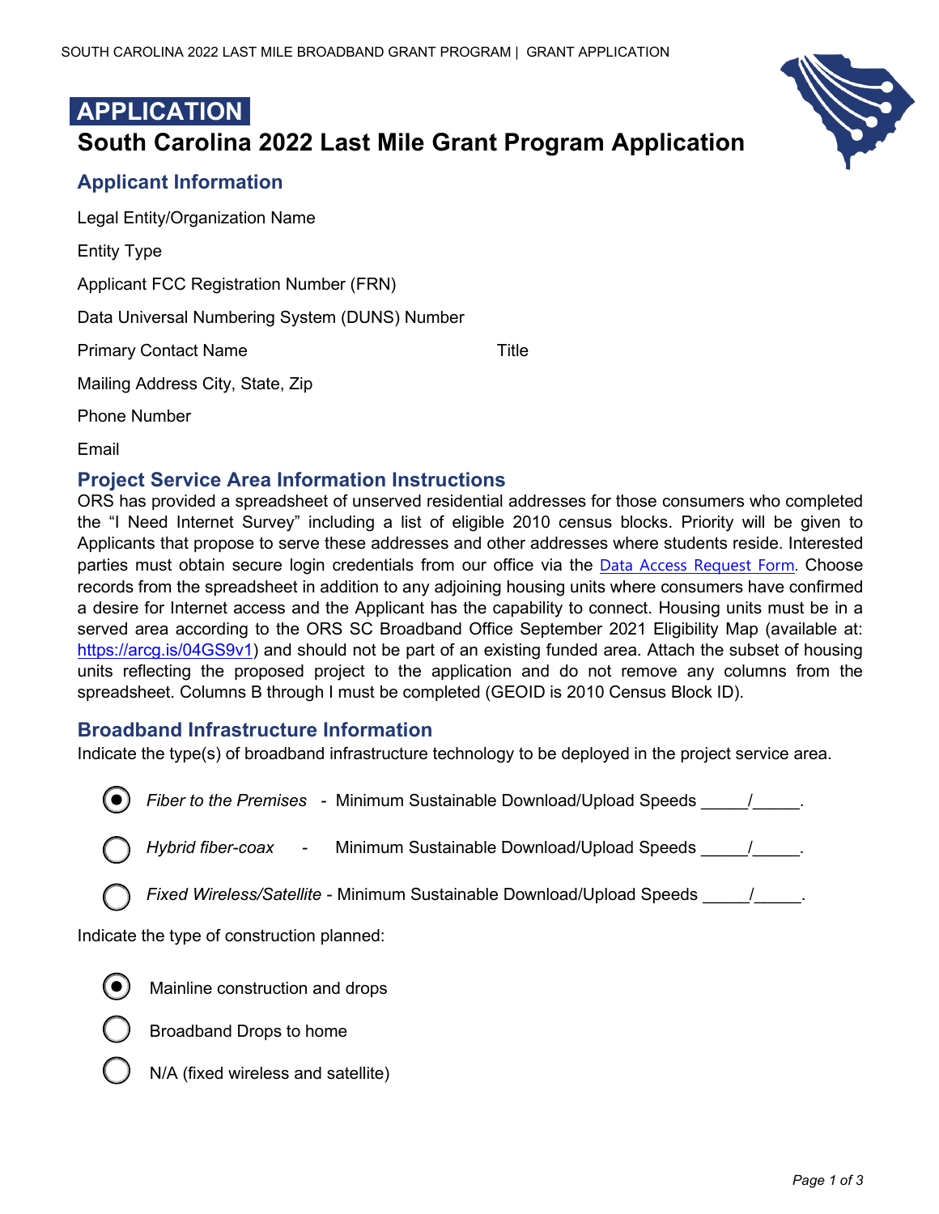# APPLICATION

## South Carolina 2022 Last Mile Grant Program Application

### Applicant Information

Legal Entity/Organization Name

Entity Type

Applicant FCC Registration Number (FRN)

Data Universal Numbering System (DUNS) Number

Primary Contact Name Title

Mailing Address City, State, Zip

Phone Number

Email

### Project Service Area Information Instructions

ORS has provided a spreadsheet of unserved residential addresses for those consumers who completed the "I Need Internet Survey" including a list of eligible 2010 census blocks. Priority will be given to Applicants that propose to serve these addresses and other addresses where students reside. Interested parties must obtain secure login credentials from our office via the Data Access Request Form. Choose records from the spreadsheet in addition to any adjoining housing units where consumers have confirmed a desire for Internet access and the Applicant has the capability to connect. Housing units must be in a served area according to the ORS SC Broadband Office September 2021 Eligibility Map (available at: https://arcg.is/04GS9v1) and should not be part of an existing funded area. Attach the subset of housing units reflecting the proposed project to the application and do not remove any columns from the spreadsheet. Columns B through I must be completed (GEOID is 2010 Census Block ID).

### Broadband Infrastructure Information

Indicate the type(s) of broadband infrastructure technology to be deployed in the project service area.

- (●) *Fiber to the Premises* - Minimum Sustainable Download/Upload Speeds _____/_____.
- ( ) *Hybrid fiber-coax* - Minimum Sustainable Download/Upload Speeds _____/_____.
- ( ) *Fixed Wireless/Satellite* - Minimum Sustainable Download/Upload Speeds _____/_____.

Indicate the type of construction planned:

- (●) Mainline construction and drops
- ( ) Broadband Drops to home
- ( ) N/A (fixed wireless and satellite)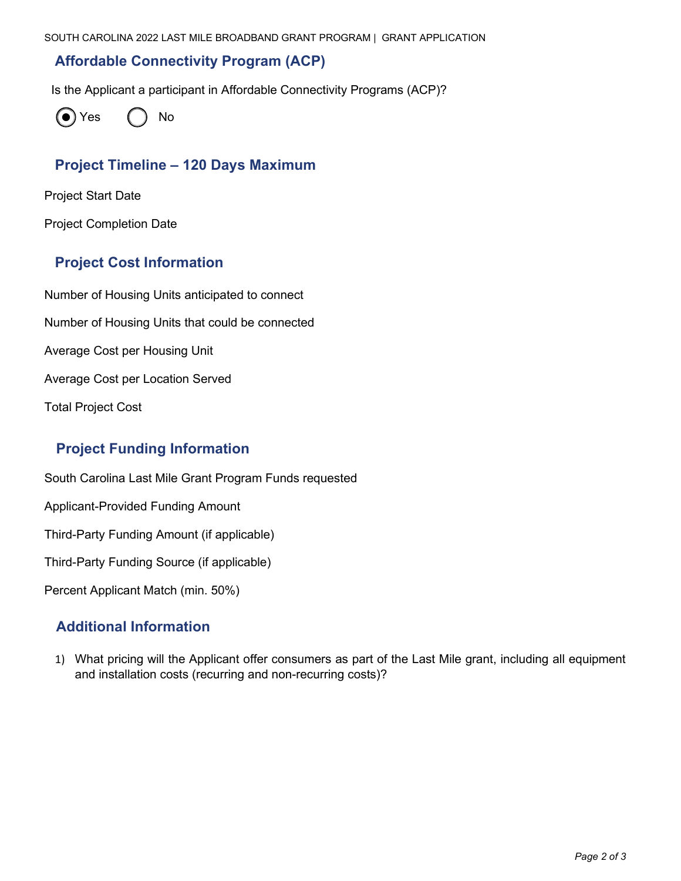## Affordable Connectivity Program (ACP)

Is the Applicant a participant in Affordable Connectivity Programs (ACP)?

(●) Yes    ( ) No

## Project Timeline – 120 Days Maximum

Project Start Date

Project Completion Date

## Project Cost Information

Number of Housing Units anticipated to connect

Number of Housing Units that could be connected

Average Cost per Housing Unit

Average Cost per Location Served

Total Project Cost

## Project Funding Information

South Carolina Last Mile Grant Program Funds requested

Applicant-Provided Funding Amount

Third-Party Funding Amount (if applicable)

Third-Party Funding Source (if applicable)

Percent Applicant Match (min. 50%)

## Additional Information

1) What pricing will the Applicant offer consumers as part of the Last Mile grant, including all equipment and installation costs (recurring and non-recurring costs)?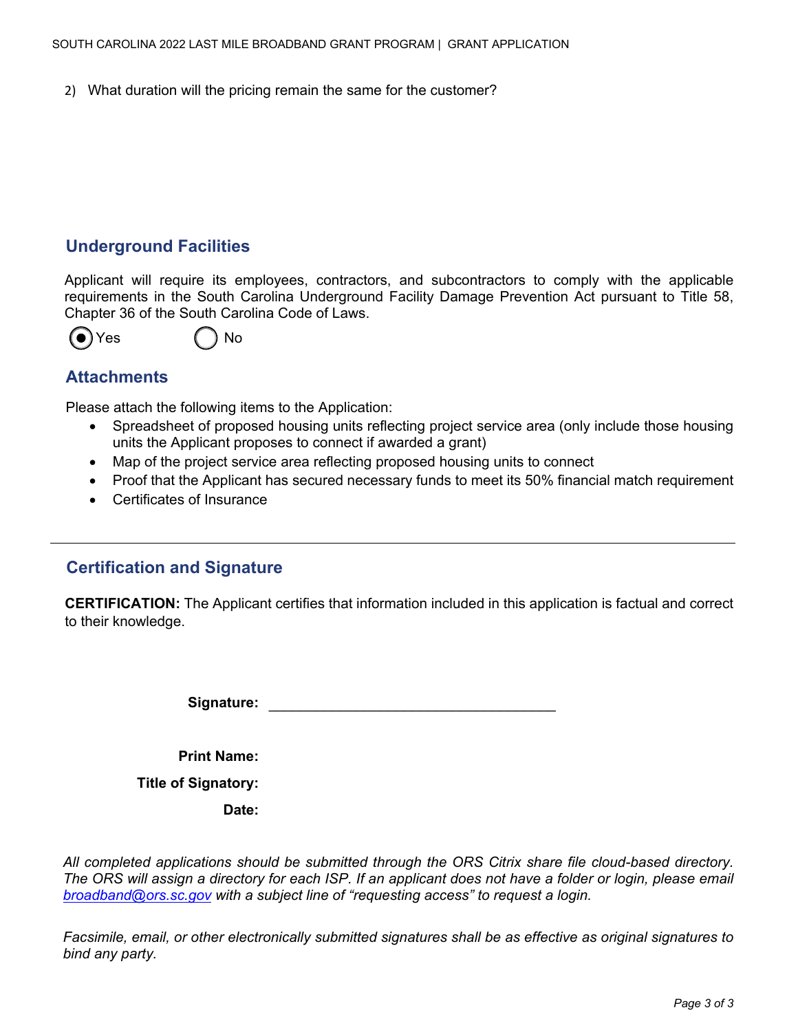2) What duration will the pricing remain the same for the customer?

## Underground Facilities

Applicant will require its employees, contractors, and subcontractors to comply with the applicable requirements in the South Carolina Underground Facility Damage Prevention Act pursuant to Title 58, Chapter 36 of the South Carolina Code of Laws.

(●) Yes ( ) No

## Attachments

Please attach the following items to the Application:

- Spreadsheet of proposed housing units reflecting project service area (only include those housing units the Applicant proposes to connect if awarded a grant)
- Map of the project service area reflecting proposed housing units to connect
- Proof that the Applicant has secured necessary funds to meet its 50% financial match requirement
- Certificates of Insurance

---

## Certification and Signature

**CERTIFICATION:** The Applicant certifies that information included in this application is factual and correct to their knowledge.

**Signature:** ___________________________________

**Print Name:**

**Title of Signatory:**

**Date:**

*All completed applications should be submitted through the ORS Citrix share file cloud-based directory. The ORS will assign a directory for each ISP. If an applicant does not have a folder or login, please email [broadband@ors.sc.gov](mailto:broadband@ors.sc.gov) with a subject line of "requesting access" to request a login.*

*Facsimile, email, or other electronically submitted signatures shall be as effective as original signatures to bind any party.*